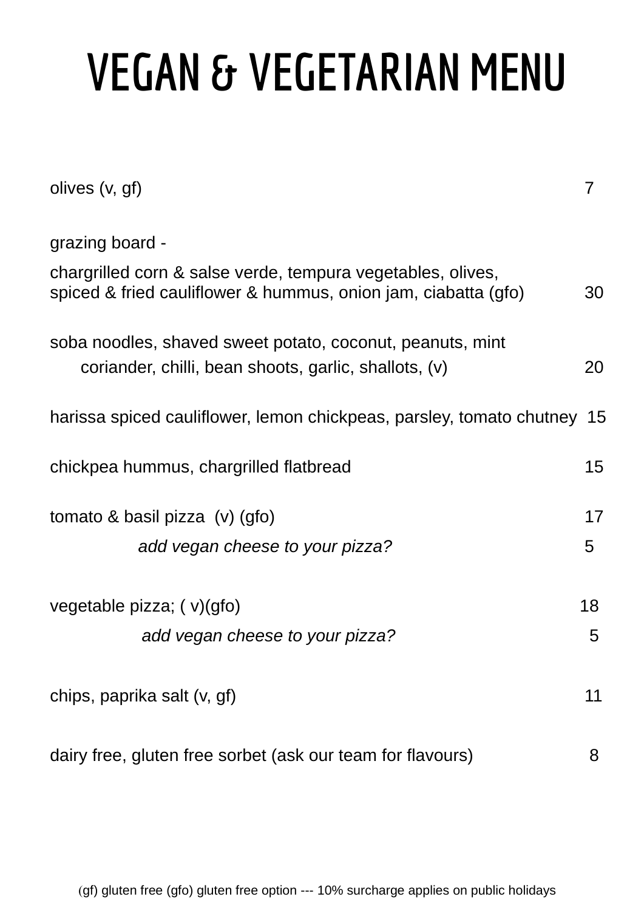# VEGAN & VEGETARIAN MENU

olives (v, gf) 7

grazing board -

chargrilled corn & salse verde, tempura vegetables, olives, spiced & fried cauliflower & hummus, onion jam, ciabatta (gfo) 30

soba noodles, shaved sweet potato, coconut, peanuts, mint coriander, chilli, bean shoots, garlic, shallots, (v) 20

harissa spiced cauliflower, lemon chickpeas, parsley, tomato chutney 15

chickpea hummus, chargrilled flatbread 15

tomato & basil pizza (v) (gfo) 17

*add vegan cheese to your pizza?* 5

vegetable pizza; ( v)(gfo) 18

*add vegan cheese to your pizza?* 5

chips, paprika salt (v, gf) 11

dairy free, gluten free sorbet (ask our team for flavours) 8

(gf) gluten free (gfo) gluten free option --- 10% surcharge applies on public holidays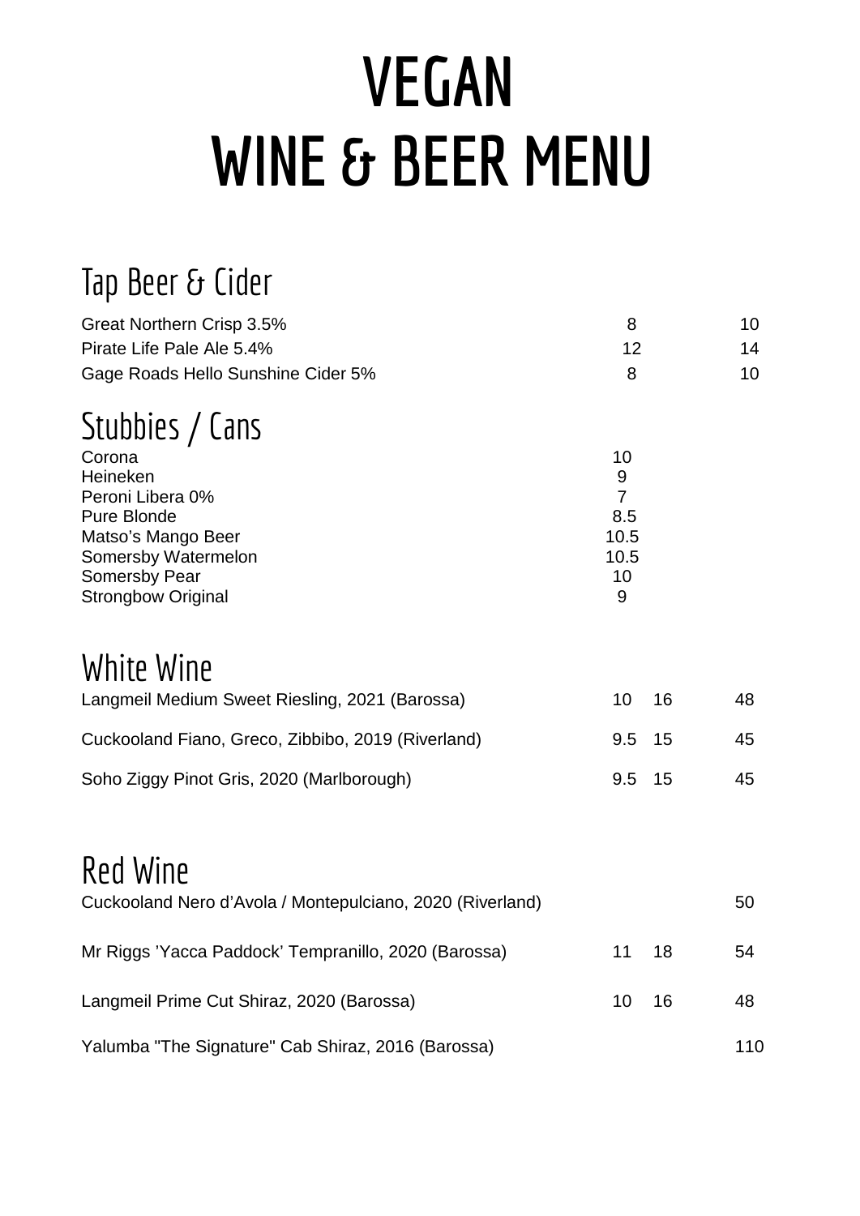# VEGAN
# WINE & BEER MENU

## Tap Beer & Cider

| | | |
|---|---|---|
| Great Northern Crisp 3.5% | 8 | 10 |
| Pirate Life Pale Ale 5.4% | 12 | 14 |
| Gage Roads Hello Sunshine Cider 5% | 8 | 10 |

## Stubbies / Cans

| | |
|---|---|
| Corona | 10 |
| Heineken | 9 |
| Peroni Libera 0% | 7 |
| Pure Blonde | 8.5 |
| Matso's Mango Beer | 10.5 |
| Somersby Watermelon | 10.5 |
| Somersby Pear | 10 |
| Strongbow Original | 9 |

## White Wine

| | | | |
|---|---|---|---|
| Langmeil Medium Sweet Riesling, 2021 (Barossa) | 10 | 16 | 48 |
| Cuckooland Fiano, Greco, Zibbibo, 2019 (Riverland) | 9.5 | 15 | 45 |
| Soho Ziggy Pinot Gris, 2020 (Marlborough) | 9.5 | 15 | 45 |

## Red Wine

| | | | |
|---|---|---|---|
| Cuckooland Nero d'Avola / Montepulciano, 2020 (Riverland) | | | 50 |
| Mr Riggs 'Yacca Paddock' Tempranillo, 2020 (Barossa) | 11 | 18 | 54 |
| Langmeil Prime Cut Shiraz, 2020 (Barossa) | 10 | 16 | 48 |
| Yalumba "The Signature" Cab Shiraz, 2016 (Barossa) | | | 110 |